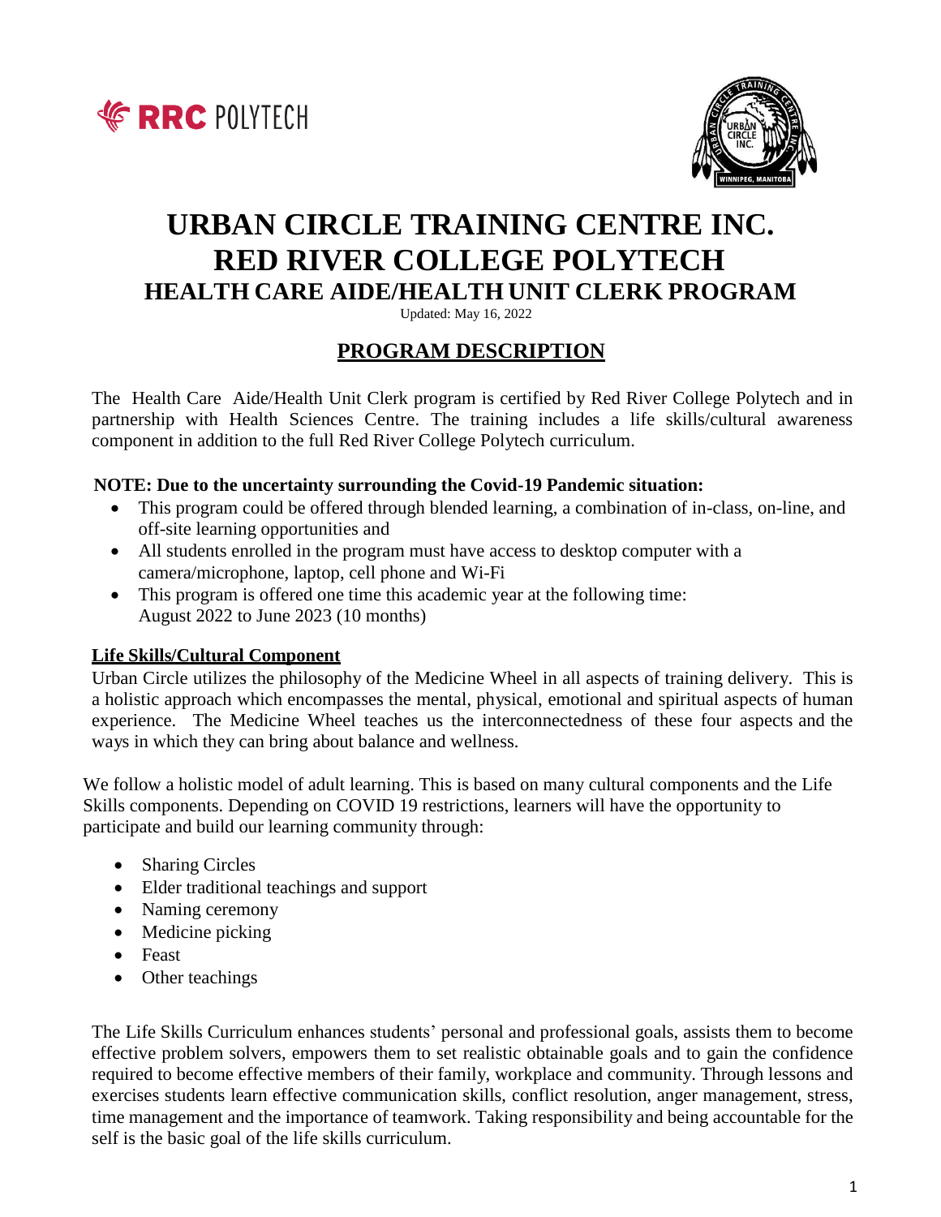# URBAN CIRCLE TRAINING CENTRE INC.
# RED RIVER COLLEGE POLYTECH
## HEALTH CARE AIDE/HEALTH UNIT CLERK PROGRAM

Updated: May 16, 2022

## PROGRAM DESCRIPTION

The Health Care Aide/Health Unit Clerk program is certified by Red River College Polytech and in partnership with Health Sciences Centre. The training includes a life skills/cultural awareness component in addition to the full Red River College Polytech curriculum.

**NOTE: Due to the uncertainty surrounding the Covid-19 Pandemic situation:**

- This program could be offered through blended learning, a combination of in-class, on-line, and off-site learning opportunities and
- All students enrolled in the program must have access to desktop computer with a camera/microphone, laptop, cell phone and Wi-Fi
- This program is offered one time this academic year at the following time: August 2022 to June 2023 (10 months)

### Life Skills/Cultural Component

Urban Circle utilizes the philosophy of the Medicine Wheel in all aspects of training delivery. This is a holistic approach which encompasses the mental, physical, emotional and spiritual aspects of human experience. The Medicine Wheel teaches us the interconnectedness of these four aspects and the ways in which they can bring about balance and wellness.

We follow a holistic model of adult learning. This is based on many cultural components and the Life Skills components. Depending on COVID 19 restrictions, learners will have the opportunity to participate and build our learning community through:

- Sharing Circles
- Elder traditional teachings and support
- Naming ceremony
- Medicine picking
- Feast
- Other teachings

The Life Skills Curriculum enhances students' personal and professional goals, assists them to become effective problem solvers, empowers them to set realistic obtainable goals and to gain the confidence required to become effective members of their family, workplace and community. Through lessons and exercises students learn effective communication skills, conflict resolution, anger management, stress, time management and the importance of teamwork. Taking responsibility and being accountable for the self is the basic goal of the life skills curriculum.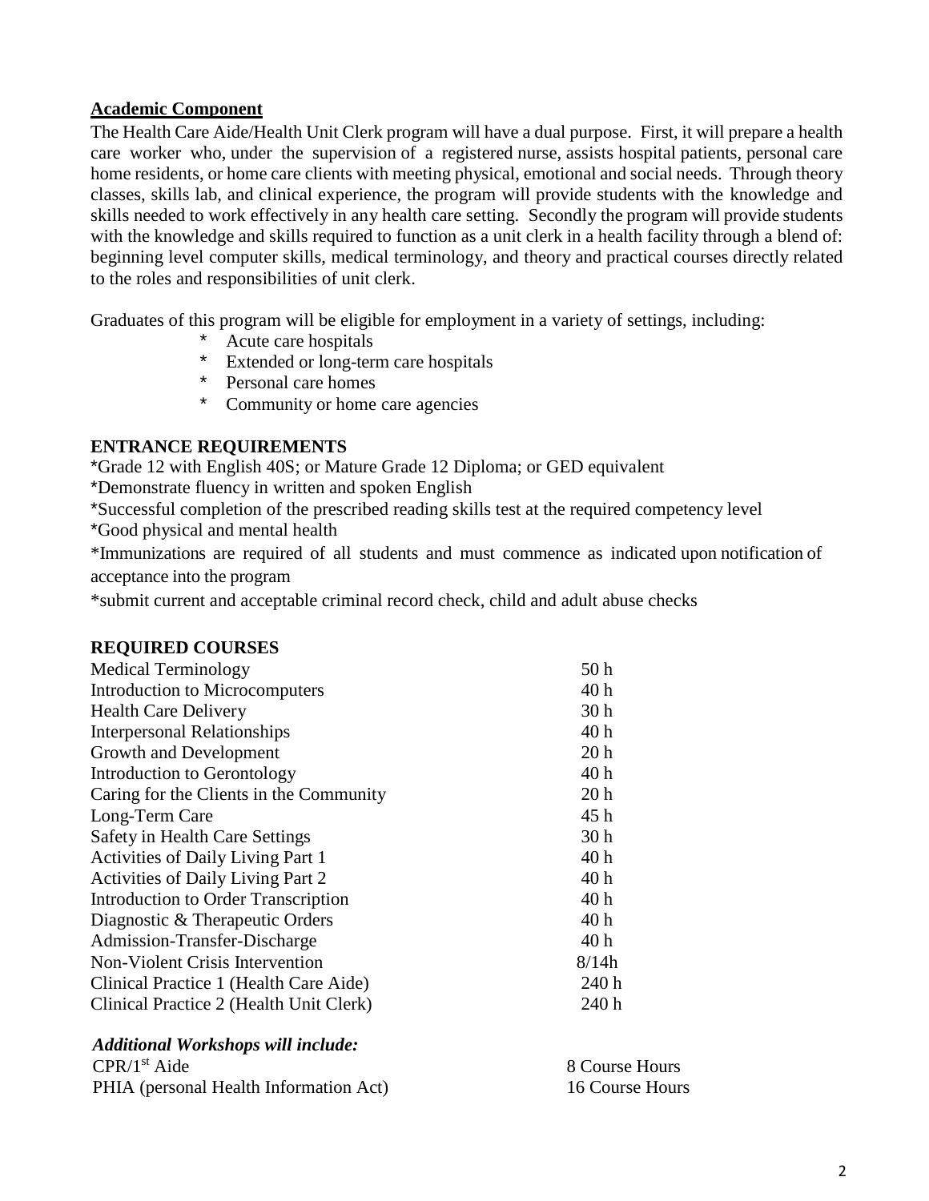**Academic Component**

The Health Care Aide/Health Unit Clerk program will have a dual purpose. First, it will prepare a health care worker who, under the supervision of a registered nurse, assists hospital patients, personal care home residents, or home care clients with meeting physical, emotional and social needs. Through theory classes, skills lab, and clinical experience, the program will provide students with the knowledge and skills needed to work effectively in any health care setting. Secondly the program will provide students with the knowledge and skills required to function as a unit clerk in a health facility through a blend of: beginning level computer skills, medical terminology, and theory and practical courses directly related to the roles and responsibilities of unit clerk.

Graduates of this program will be eligible for employment in a variety of settings, including:

* Acute care hospitals
* Extended or long-term care hospitals
* Personal care homes
* Community or home care agencies

**ENTRANCE REQUIREMENTS**

*Grade 12 with English 40S; or Mature Grade 12 Diploma; or GED equivalent

*Demonstrate fluency in written and spoken English

*Successful completion of the prescribed reading skills test at the required competency level

*Good physical and mental health

*Immunizations are required of all students and must commence as indicated upon notification of acceptance into the program

*submit current and acceptable criminal record check, child and adult abuse checks

**REQUIRED COURSES**

| Course | Hours |
|---|---|
| Medical Terminology | 50 h |
| Introduction to Microcomputers | 40 h |
| Health Care Delivery | 30 h |
| Interpersonal Relationships | 40 h |
| Growth and Development | 20 h |
| Introduction to Gerontology | 40 h |
| Caring for the Clients in the Community | 20 h |
| Long-Term Care | 45 h |
| Safety in Health Care Settings | 30 h |
| Activities of Daily Living Part 1 | 40 h |
| Activities of Daily Living Part 2 | 40 h |
| Introduction to Order Transcription | 40 h |
| Diagnostic & Therapeutic Orders | 40 h |
| Admission-Transfer-Discharge | 40 h |
| Non-Violent Crisis Intervention | 8/14h |
| Clinical Practice 1 (Health Care Aide) | 240 h |
| Clinical Practice 2 (Health Unit Clerk) | 240 h |

***Additional Workshops will include:***

| Workshop | Hours |
|---|---|
| CPR/1st Aide | 8 Course Hours |
| PHIA (personal Health Information Act) | 16 Course Hours |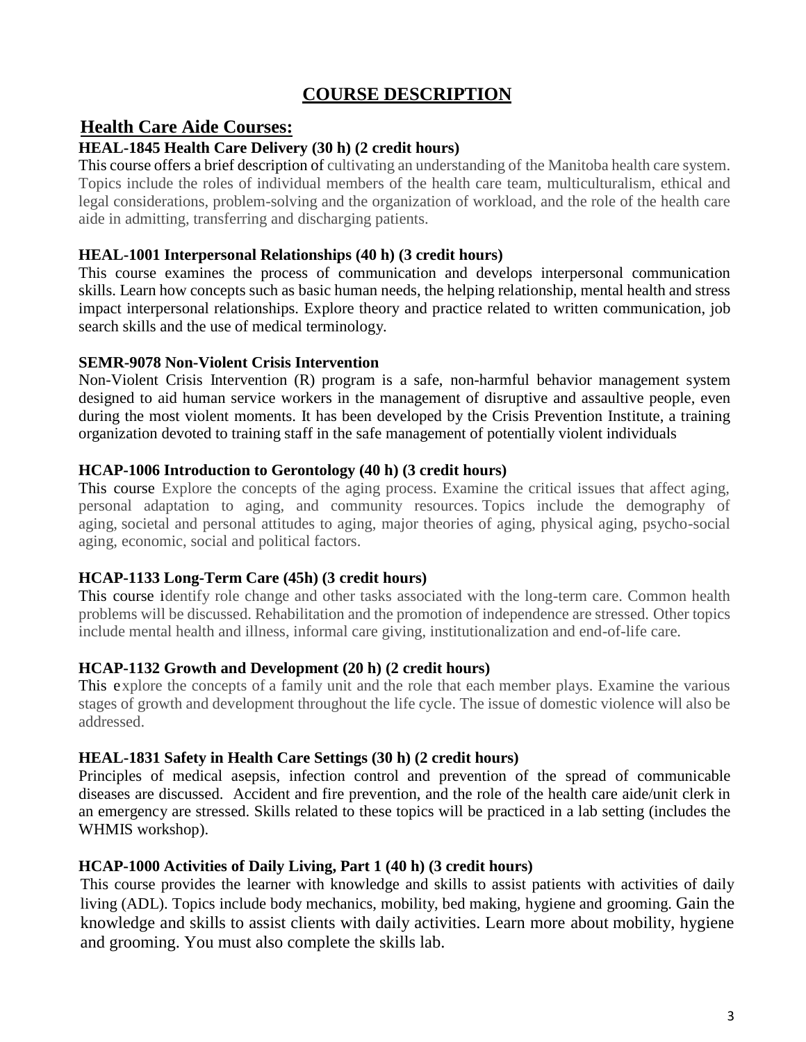# COURSE DESCRIPTION

## Health Care Aide Courses:

### HEAL-1845 Health Care Delivery (30 h) (2 credit hours)

This course offers a brief description of cultivating an understanding of the Manitoba health care system. Topics include the roles of individual members of the health care team, multiculturalism, ethical and legal considerations, problem-solving and the organization of workload, and the role of the health care aide in admitting, transferring and discharging patients.

### HEAL-1001 Interpersonal Relationships (40 h) (3 credit hours)

This course examines the process of communication and develops interpersonal communication skills. Learn how concepts such as basic human needs, the helping relationship, mental health and stress impact interpersonal relationships. Explore theory and practice related to written communication, job search skills and the use of medical terminology.

### SEMR-9078 Non-Violent Crisis Intervention

Non-Violent Crisis Intervention (R) program is a safe, non-harmful behavior management system designed to aid human service workers in the management of disruptive and assaultive people, even during the most violent moments. It has been developed by the Crisis Prevention Institute, a training organization devoted to training staff in the safe management of potentially violent individuals

### HCAP-1006 Introduction to Gerontology (40 h) (3 credit hours)

This course Explore the concepts of the aging process. Examine the critical issues that affect aging, personal adaptation to aging, and community resources. Topics include the demography of aging, societal and personal attitudes to aging, major theories of aging, physical aging, psycho-social aging, economic, social and political factors.

### HCAP-1133 Long-Term Care (45h) (3 credit hours)

This course identify role change and other tasks associated with the long-term care. Common health problems will be discussed. Rehabilitation and the promotion of independence are stressed. Other topics include mental health and illness, informal care giving, institutionalization and end-of-life care.

### HCAP-1132 Growth and Development (20 h) (2 credit hours)

This explore the concepts of a family unit and the role that each member plays. Examine the various stages of growth and development throughout the life cycle. The issue of domestic violence will also be addressed.

### HEAL-1831 Safety in Health Care Settings (30 h) (2 credit hours)

Principles of medical asepsis, infection control and prevention of the spread of communicable diseases are discussed. Accident and fire prevention, and the role of the health care aide/unit clerk in an emergency are stressed. Skills related to these topics will be practiced in a lab setting (includes the WHMIS workshop).

### HCAP-1000 Activities of Daily Living, Part 1 (40 h) (3 credit hours)

This course provides the learner with knowledge and skills to assist patients with activities of daily living (ADL). Topics include body mechanics, mobility, bed making, hygiene and grooming. Gain the knowledge and skills to assist clients with daily activities. Learn more about mobility, hygiene and grooming. You must also complete the skills lab.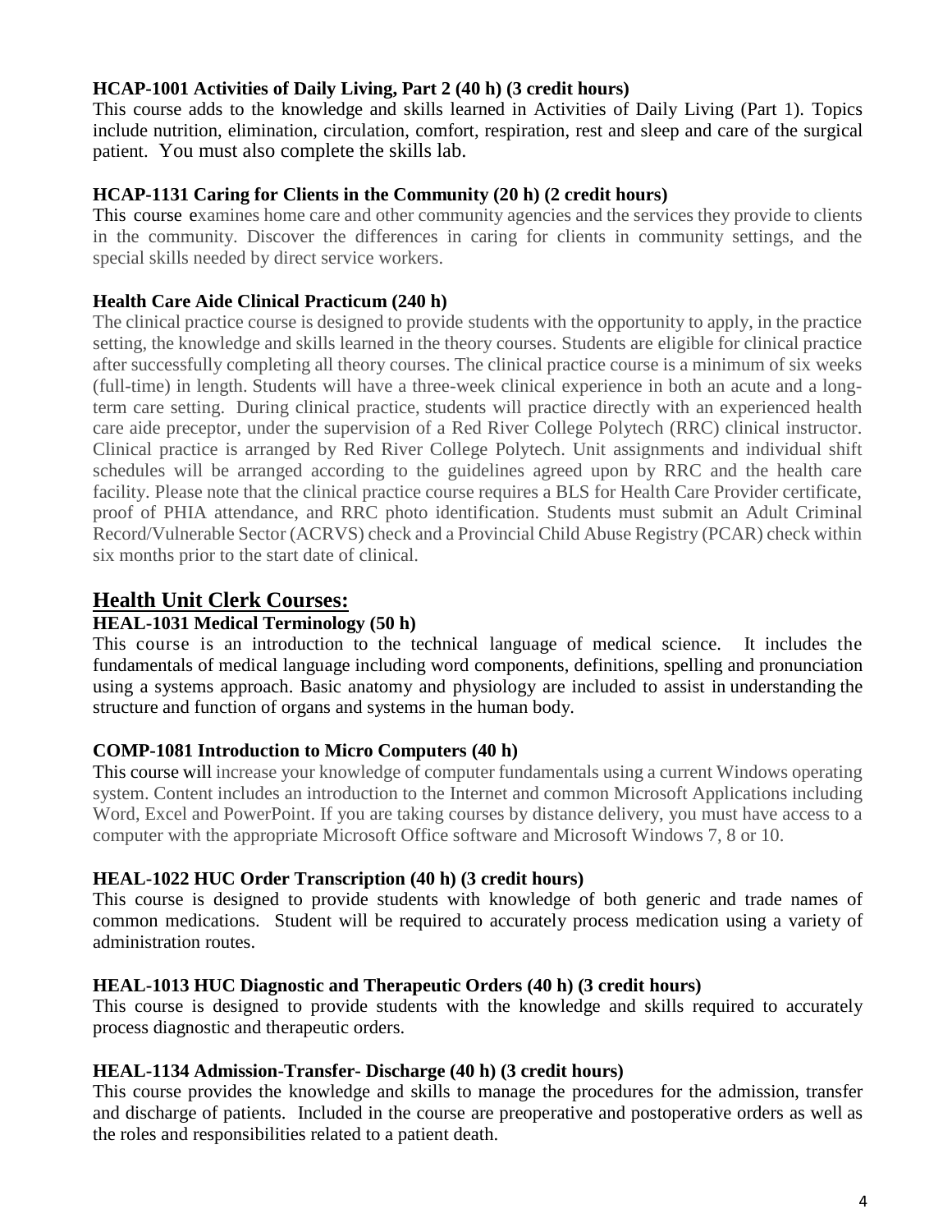**HCAP-1001 Activities of Daily Living, Part 2 (40 h) (3 credit hours)**
This course adds to the knowledge and skills learned in Activities of Daily Living (Part 1). Topics include nutrition, elimination, circulation, comfort, respiration, rest and sleep and care of the surgical patient. You must also complete the skills lab.

**HCAP-1131 Caring for Clients in the Community (20 h) (2 credit hours)**
This course examines home care and other community agencies and the services they provide to clients in the community. Discover the differences in caring for clients in community settings, and the special skills needed by direct service workers.

**Health Care Aide Clinical Practicum (240 h)**
The clinical practice course is designed to provide students with the opportunity to apply, in the practice setting, the knowledge and skills learned in the theory courses. Students are eligible for clinical practice after successfully completing all theory courses. The clinical practice course is a minimum of six weeks (full-time) in length. Students will have a three-week clinical experience in both an acute and a long-term care setting. During clinical practice, students will practice directly with an experienced health care aide preceptor, under the supervision of a Red River College Polytech (RRC) clinical instructor. Clinical practice is arranged by Red River College Polytech. Unit assignments and individual shift schedules will be arranged according to the guidelines agreed upon by RRC and the health care facility. Please note that the clinical practice course requires a BLS for Health Care Provider certificate, proof of PHIA attendance, and RRC photo identification. Students must submit an Adult Criminal Record/Vulnerable Sector (ACRVS) check and a Provincial Child Abuse Registry (PCAR) check within six months prior to the start date of clinical.

## Health Unit Clerk Courses:

**HEAL-1031 Medical Terminology (50 h)**
This course is an introduction to the technical language of medical science. It includes the fundamentals of medical language including word components, definitions, spelling and pronunciation using a systems approach. Basic anatomy and physiology are included to assist in understanding the structure and function of organs and systems in the human body.

**COMP-1081 Introduction to Micro Computers (40 h)**
This course will increase your knowledge of computer fundamentals using a current Windows operating system. Content includes an introduction to the Internet and common Microsoft Applications including Word, Excel and PowerPoint. If you are taking courses by distance delivery, you must have access to a computer with the appropriate Microsoft Office software and Microsoft Windows 7, 8 or 10.

**HEAL-1022 HUC Order Transcription (40 h) (3 credit hours)**
This course is designed to provide students with knowledge of both generic and trade names of common medications. Student will be required to accurately process medication using a variety of administration routes.

**HEAL-1013 HUC Diagnostic and Therapeutic Orders (40 h) (3 credit hours)**
This course is designed to provide students with the knowledge and skills required to accurately process diagnostic and therapeutic orders.

**HEAL-1134 Admission-Transfer- Discharge (40 h) (3 credit hours)**
This course provides the knowledge and skills to manage the procedures for the admission, transfer and discharge of patients. Included in the course are preoperative and postoperative orders as well as the roles and responsibilities related to a patient death.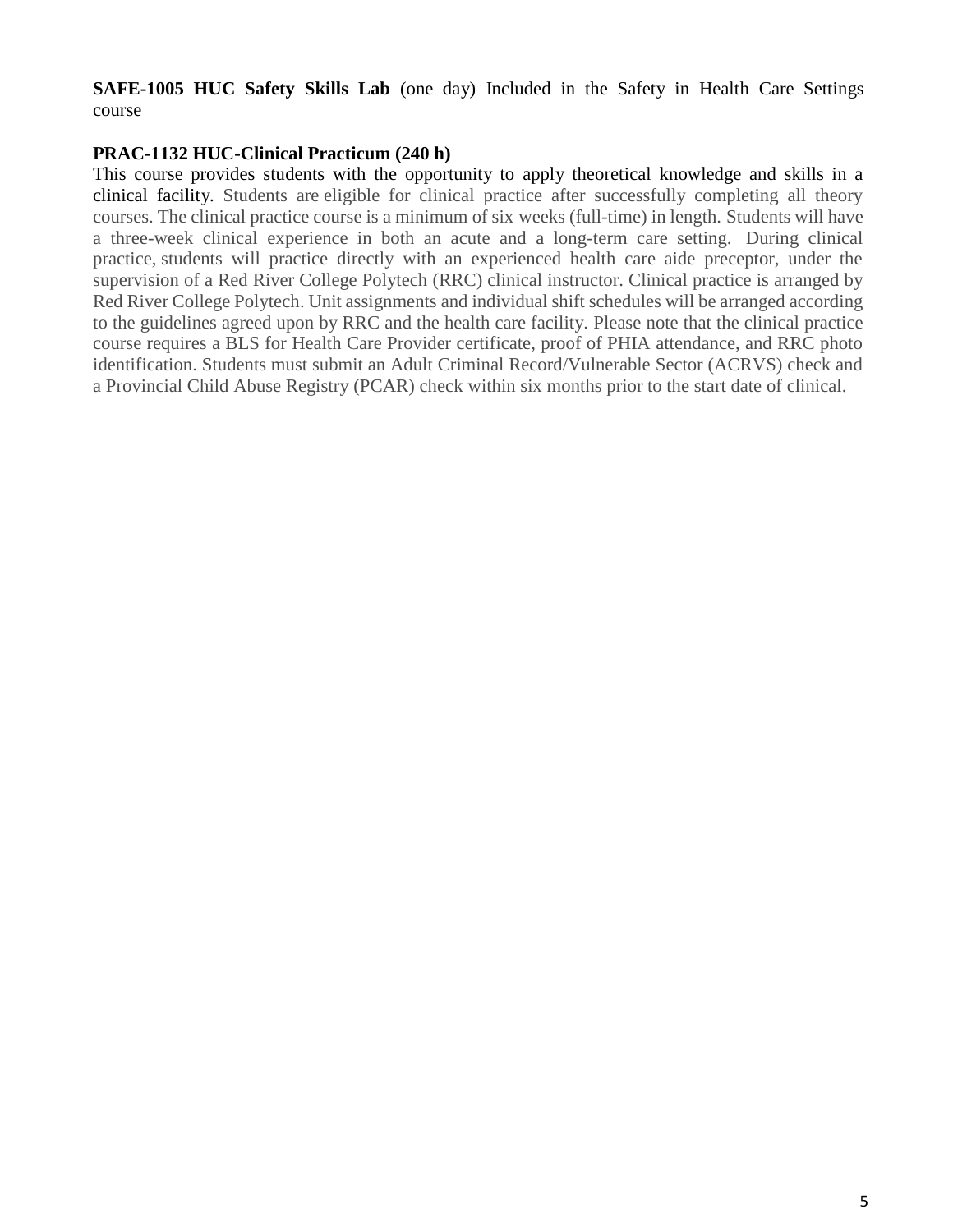**SAFE-1005 HUC Safety Skills Lab** (one day) Included in the Safety in Health Care Settings course

**PRAC-1132 HUC-Clinical Practicum (240 h)**

This course provides students with the opportunity to apply theoretical knowledge and skills in a clinical facility. Students are eligible for clinical practice after successfully completing all theory courses. The clinical practice course is a minimum of six weeks (full-time) in length. Students will have a three-week clinical experience in both an acute and a long-term care setting. During clinical practice, students will practice directly with an experienced health care aide preceptor, under the supervision of a Red River College Polytech (RRC) clinical instructor. Clinical practice is arranged by Red River College Polytech. Unit assignments and individual shift schedules will be arranged according to the guidelines agreed upon by RRC and the health care facility. Please note that the clinical practice course requires a BLS for Health Care Provider certificate, proof of PHIA attendance, and RRC photo identification. Students must submit an Adult Criminal Record/Vulnerable Sector (ACRVS) check and a Provincial Child Abuse Registry (PCAR) check within six months prior to the start date of clinical.